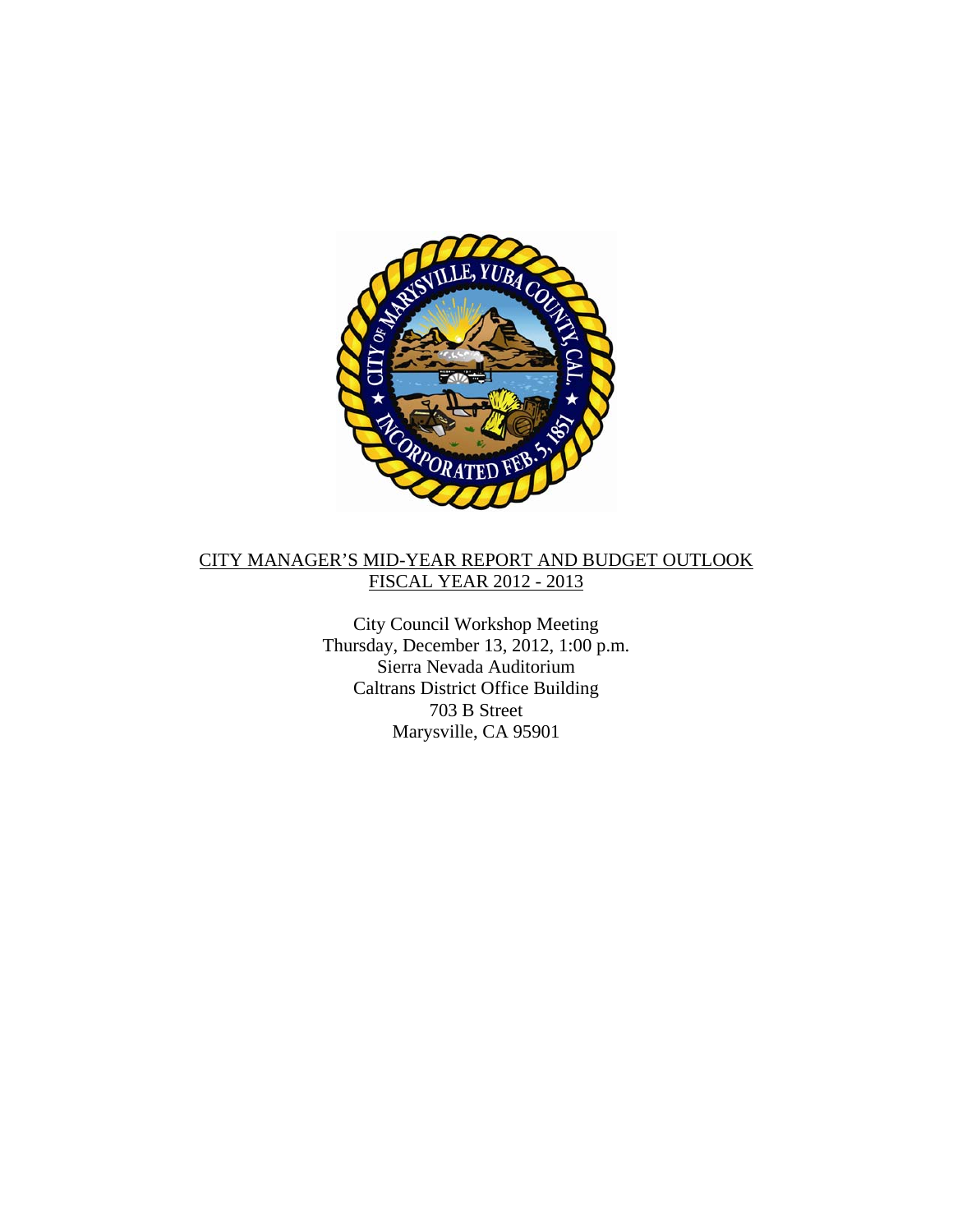# CITY MANAGER'S MID-YEAR REPORT AND BUDGET OUTLOOK
## FISCAL YEAR 2012 - 2013

City Council Workshop Meeting
Thursday, December 13, 2012, 1:00 p.m.
Sierra Nevada Auditorium
Caltrans District Office Building
703 B Street
Marysville, CA 95901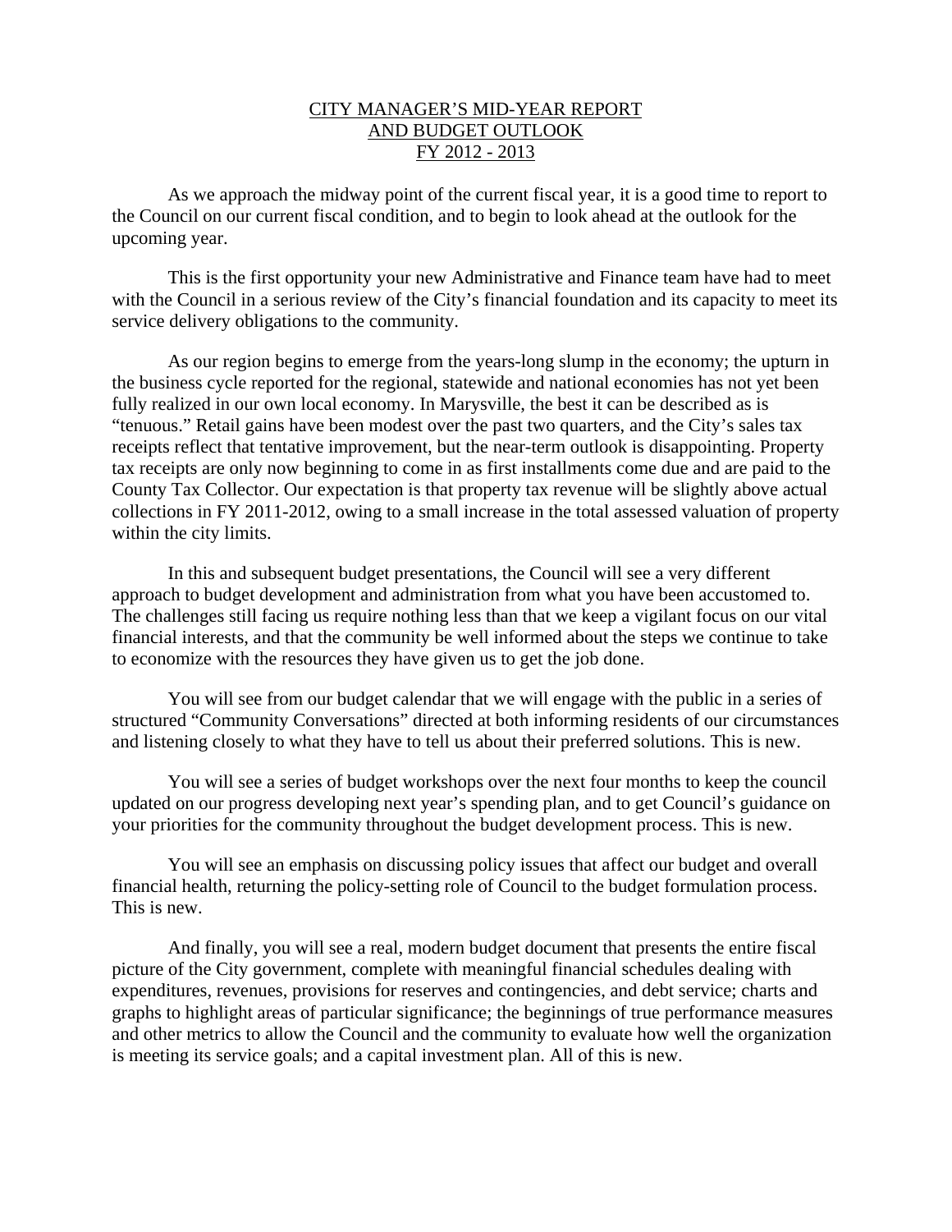# CITY MANAGER'S MID-YEAR REPORT AND BUDGET OUTLOOK FY 2012 - 2013

As we approach the midway point of the current fiscal year, it is a good time to report to the Council on our current fiscal condition, and to begin to look ahead at the outlook for the upcoming year.

This is the first opportunity your new Administrative and Finance team have had to meet with the Council in a serious review of the City's financial foundation and its capacity to meet its service delivery obligations to the community.

As our region begins to emerge from the years-long slump in the economy; the upturn in the business cycle reported for the regional, statewide and national economies has not yet been fully realized in our own local economy. In Marysville, the best it can be described as is "tenuous." Retail gains have been modest over the past two quarters, and the City's sales tax receipts reflect that tentative improvement, but the near-term outlook is disappointing. Property tax receipts are only now beginning to come in as first installments come due and are paid to the County Tax Collector. Our expectation is that property tax revenue will be slightly above actual collections in FY 2011-2012, owing to a small increase in the total assessed valuation of property within the city limits.

In this and subsequent budget presentations, the Council will see a very different approach to budget development and administration from what you have been accustomed to. The challenges still facing us require nothing less than that we keep a vigilant focus on our vital financial interests, and that the community be well informed about the steps we continue to take to economize with the resources they have given us to get the job done.

You will see from our budget calendar that we will engage with the public in a series of structured "Community Conversations" directed at both informing residents of our circumstances and listening closely to what they have to tell us about their preferred solutions. This is new.

You will see a series of budget workshops over the next four months to keep the council updated on our progress developing next year's spending plan, and to get Council's guidance on your priorities for the community throughout the budget development process. This is new.

You will see an emphasis on discussing policy issues that affect our budget and overall financial health, returning the policy-setting role of Council to the budget formulation process. This is new.

And finally, you will see a real, modern budget document that presents the entire fiscal picture of the City government, complete with meaningful financial schedules dealing with expenditures, revenues, provisions for reserves and contingencies, and debt service; charts and graphs to highlight areas of particular significance; the beginnings of true performance measures and other metrics to allow the Council and the community to evaluate how well the organization is meeting its service goals; and a capital investment plan. All of this is new.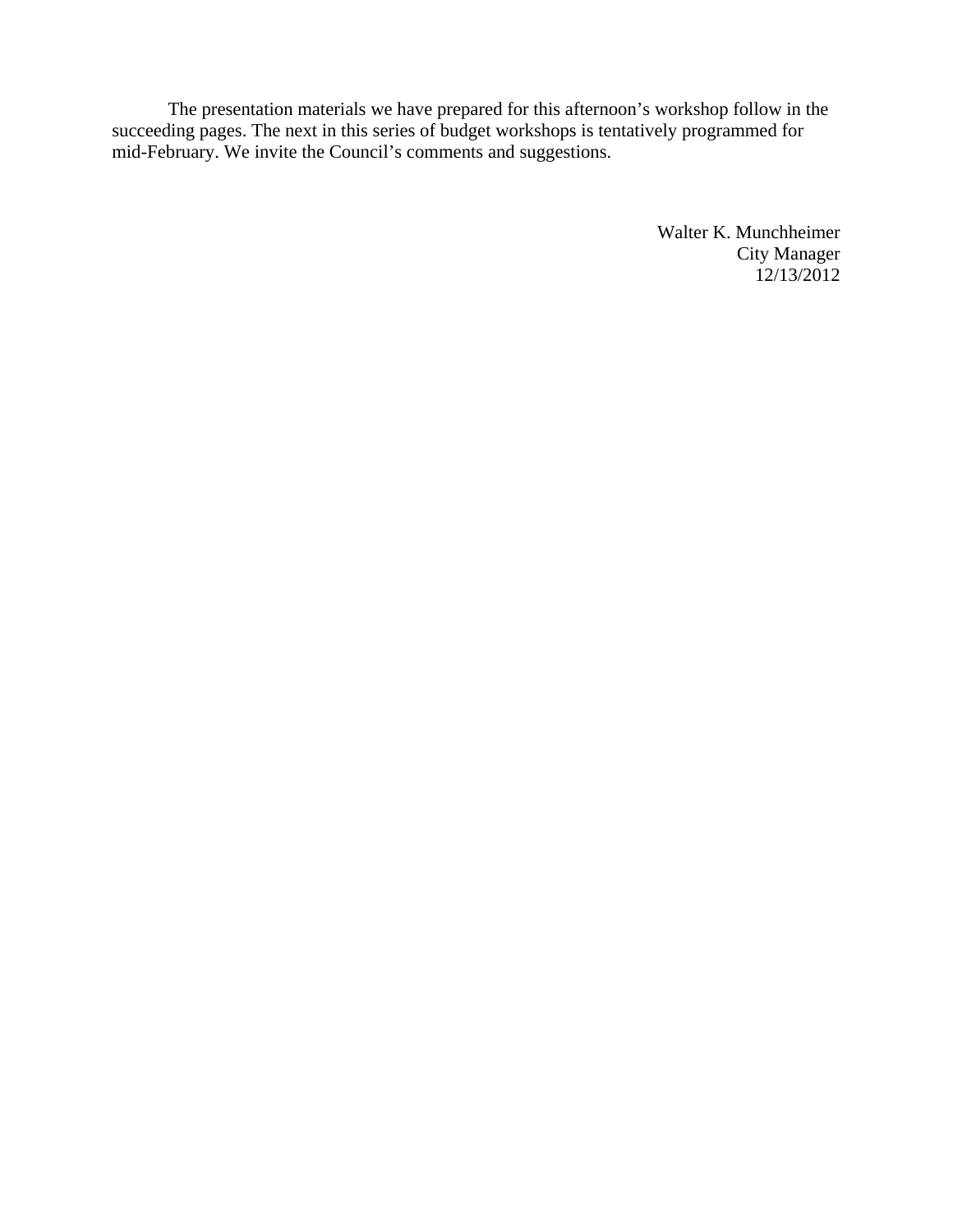The presentation materials we have prepared for this afternoon's workshop follow in the succeeding pages. The next in this series of budget workshops is tentatively programmed for mid-February. We invite the Council's comments and suggestions.

Walter K. Munchheimer
City Manager
12/13/2012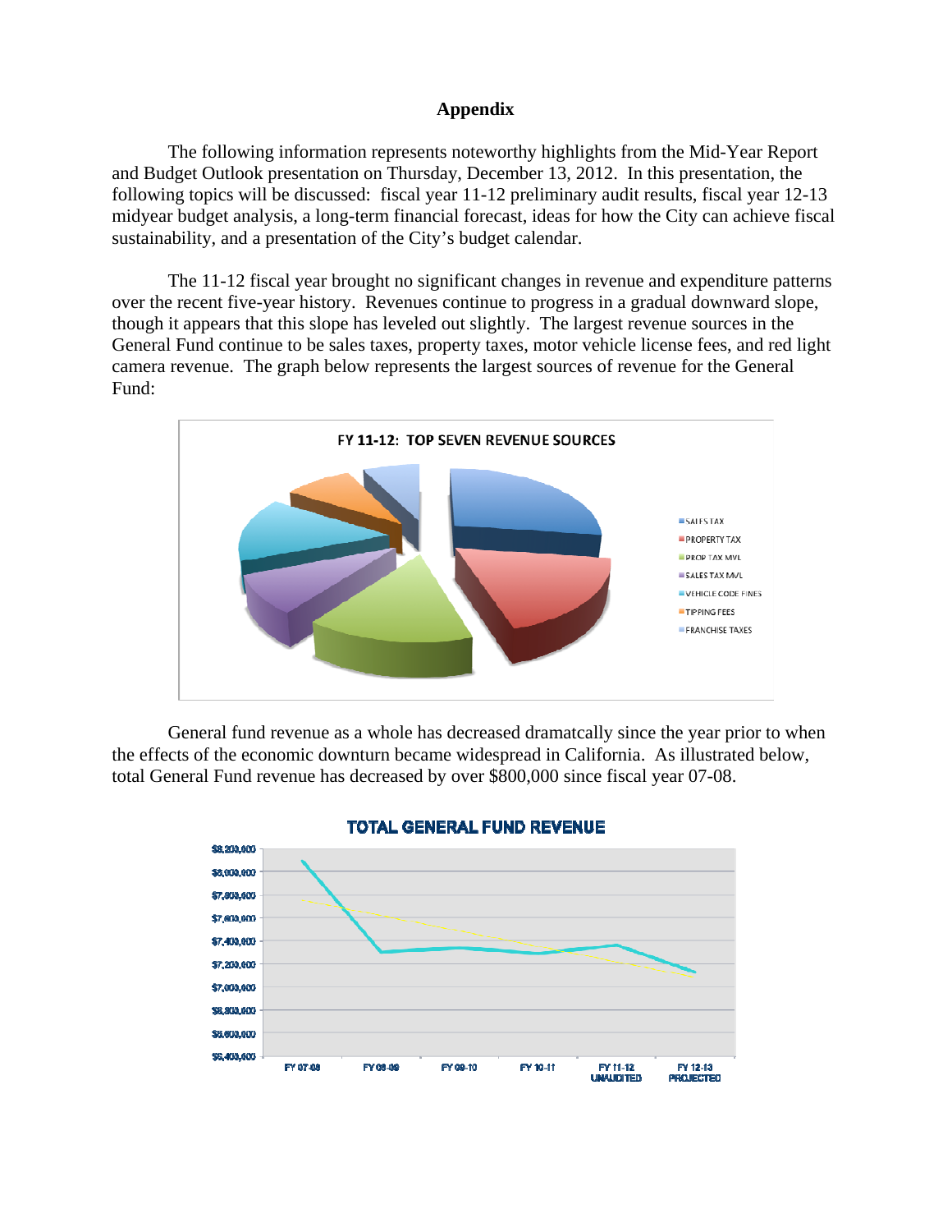## Appendix

The following information represents noteworthy highlights from the Mid-Year Report and Budget Outlook presentation on Thursday, December 13, 2012. In this presentation, the following topics will be discussed: fiscal year 11-12 preliminary audit results, fiscal year 12-13 midyear budget analysis, a long-term financial forecast, ideas for how the City can achieve fiscal sustainability, and a presentation of the City's budget calendar.

The 11-12 fiscal year brought no significant changes in revenue and expenditure patterns over the recent five-year history. Revenues continue to progress in a gradual downward slope, though it appears that this slope has leveled out slightly. The largest revenue sources in the General Fund continue to be sales taxes, property taxes, motor vehicle license fees, and red light camera revenue. The graph below represents the largest sources of revenue for the General Fund:

General fund revenue as a whole has decreased dramatcally since the year prior to when the effects of the economic downturn became widespread in California. As illustrated below, total General Fund revenue has decreased by over $800,000 since fiscal year 07-08.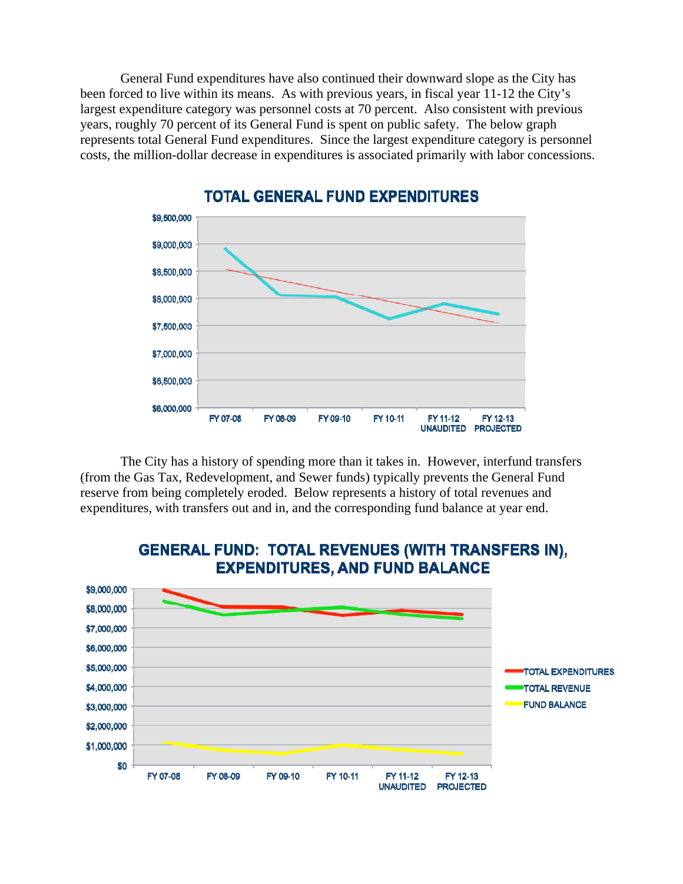General Fund expenditures have also continued their downward slope as the City has been forced to live within its means. As with previous years, in fiscal year 11-12 the City's largest expenditure category was personnel costs at 70 percent. Also consistent with previous years, roughly 70 percent of its General Fund is spent on public safety. The below graph represents total General Fund expenditures. Since the largest expenditure category is personnel costs, the million-dollar decrease in expenditures is associated primarily with labor concessions.

**TOTAL GENERAL FUND EXPENDITURES**

The City has a history of spending more than it takes in. However, interfund transfers (from the Gas Tax, Redevelopment, and Sewer funds) typically prevents the General Fund reserve from being completely eroded. Below represents a history of total revenues and expenditures, with transfers out and in, and the corresponding fund balance at year end.

**GENERAL FUND: TOTAL REVENUES (WITH TRANSFERS IN), EXPENDITURES, AND FUND BALANCE**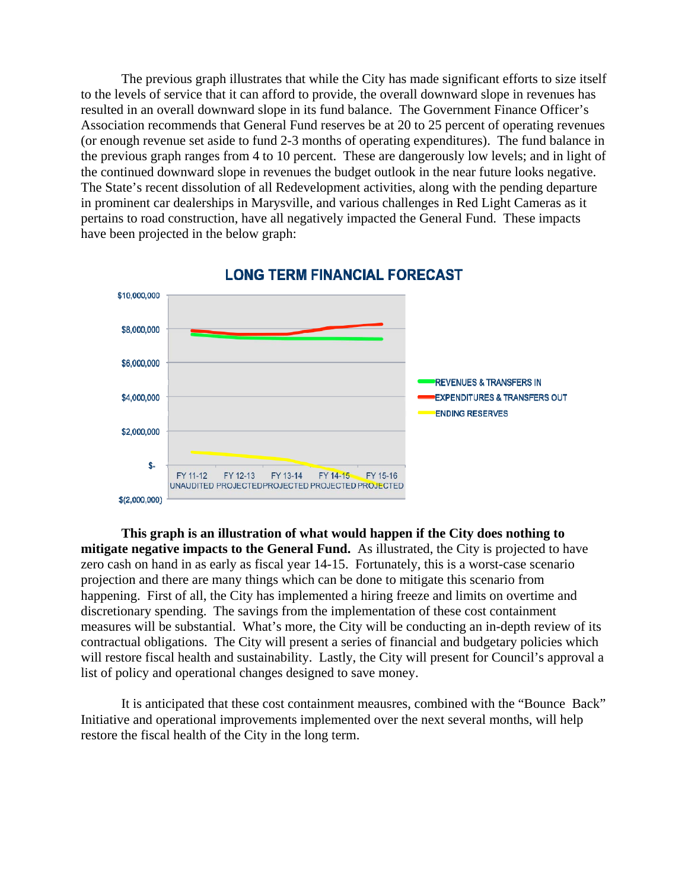The previous graph illustrates that while the City has made significant efforts to size itself to the levels of service that it can afford to provide, the overall downward slope in revenues has resulted in an overall downward slope in its fund balance. The Government Finance Officer's Association recommends that General Fund reserves be at 20 to 25 percent of operating revenues (or enough revenue set aside to fund 2-3 months of operating expenditures). The fund balance in the previous graph ranges from 4 to 10 percent. These are dangerously low levels; and in light of the continued downward slope in revenues the budget outlook in the near future looks negative. The State's recent dissolution of all Redevelopment activities, along with the pending departure in prominent car dealerships in Marysville, and various challenges in Red Light Cameras as it pertains to road construction, have all negatively impacted the General Fund. These impacts have been projected in the below graph:

LONG TERM FINANCIAL FORECAST

$10,000,000
$8,000,000
$6,000,000
$4,000,000
$2,000,000
$-
$(2,000,000)

FY 11-12 UNAUDITED
FY 12-13 PROJECTED
FY 13-14 PROJECTED
FY 14-15 PROJECTED
FY 15-16 PROJECTED

REVENUES & TRANSFERS IN
EXPENDITURES & TRANSFERS OUT
ENDING RESERVES

**This graph is an illustration of what would happen if the City does nothing to mitigate negative impacts to the General Fund.** As illustrated, the City is projected to have zero cash on hand in as early as fiscal year 14-15. Fortunately, this is a worst-case scenario projection and there are many things which can be done to mitigate this scenario from happening. First of all, the City has implemented a hiring freeze and limits on overtime and discretionary spending. The savings from the implementation of these cost containment measures will be substantial. What's more, the City will be conducting an in-depth review of its contractual obligations. The City will present a series of financial and budgetary policies which will restore fiscal health and sustainability. Lastly, the City will present for Council's approval a list of policy and operational changes designed to save money.

It is anticipated that these cost containment meausres, combined with the "Bounce Back" Initiative and operational improvements implemented over the next several months, will help restore the fiscal health of the City in the long term.